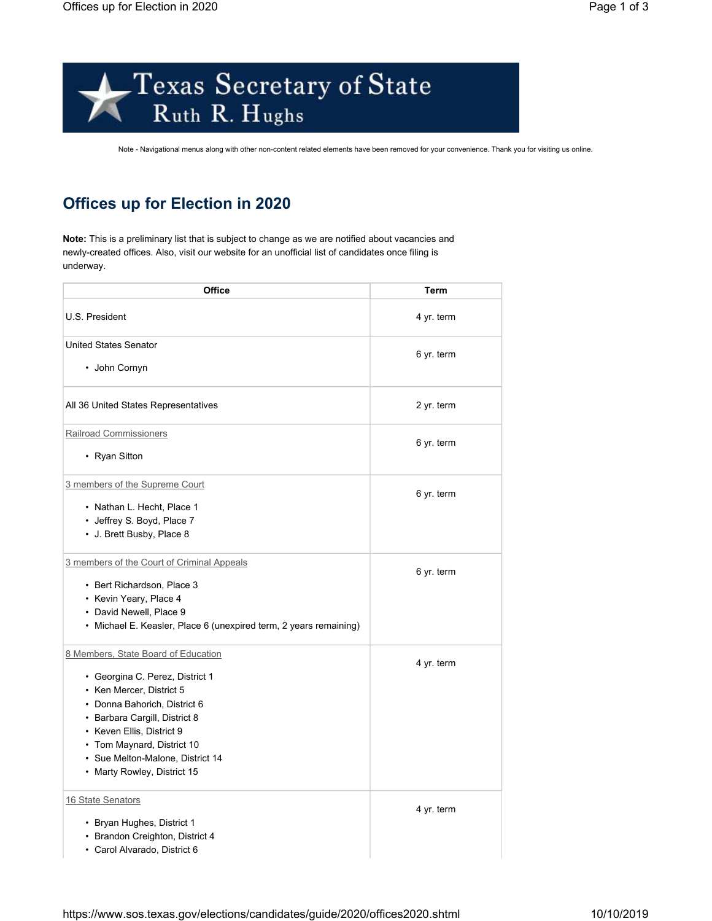Texas Secretary of State
Ruth R. Hughs

Note - Navigational menus along with other non-content related elements have been removed for your convenience. Thank you for visiting us online.

# Offices up for Election in 2020

**Note:** This is a preliminary list that is subject to change as we are notified about vacancies and newly-created offices. Also, visit our website for an unofficial list of candidates once filing is underway.

| Office | Term |
|---|---|
| U.S. President | 4 yr. term |
| United States Senator<br>• John Cornyn | 6 yr. term |
| All 36 United States Representatives | 2 yr. term |
| Railroad Commissioners<br>• Ryan Sitton | 6 yr. term |
| 3 members of the Supreme Court<br>• Nathan L. Hecht, Place 1<br>• Jeffrey S. Boyd, Place 7<br>• J. Brett Busby, Place 8 | 6 yr. term |
| 3 members of the Court of Criminal Appeals<br>• Bert Richardson, Place 3<br>• Kevin Yeary, Place 4<br>• David Newell, Place 9<br>• Michael E. Keasler, Place 6 (unexpired term, 2 years remaining) | 6 yr. term |
| 8 Members, State Board of Education<br>• Georgina C. Perez, District 1<br>• Ken Mercer, District 5<br>• Donna Bahorich, District 6<br>• Barbara Cargill, District 8<br>• Keven Ellis, District 9<br>• Tom Maynard, District 10<br>• Sue Melton-Malone, District 14<br>• Marty Rowley, District 15 | 4 yr. term |
| 16 State Senators<br>• Bryan Hughes, District 1<br>• Brandon Creighton, District 4<br>• Carol Alvarado, District 6 | 4 yr. term |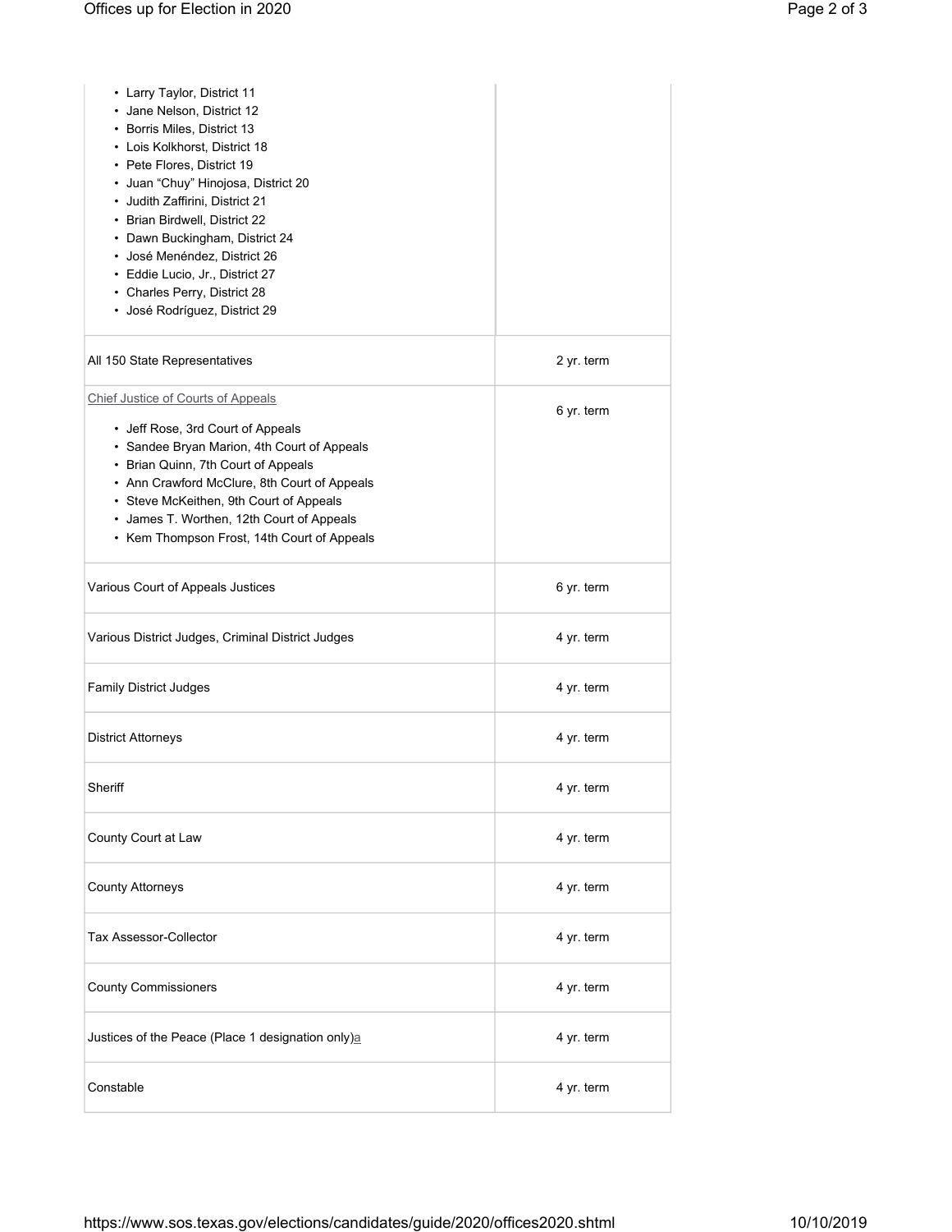| | |
|---|---|
| • Larry Taylor, District 11<br>• Jane Nelson, District 12<br>• Borris Miles, District 13<br>• Lois Kolkhorst, District 18<br>• Pete Flores, District 19<br>• Juan "Chuy" Hinojosa, District 20<br>• Judith Zaffirini, District 21<br>• Brian Birdwell, District 22<br>• Dawn Buckingham, District 24<br>• José Menéndez, District 26<br>• Eddie Lucio, Jr., District 27<br>• Charles Perry, District 28<br>• José Rodríguez, District 29 | |
| All 150 State Representatives | 2 yr. term |
| Chief Justice of Courts of Appeals<br>• Jeff Rose, 3rd Court of Appeals<br>• Sandee Bryan Marion, 4th Court of Appeals<br>• Brian Quinn, 7th Court of Appeals<br>• Ann Crawford McClure, 8th Court of Appeals<br>• Steve McKeithen, 9th Court of Appeals<br>• James T. Worthen, 12th Court of Appeals<br>• Kem Thompson Frost, 14th Court of Appeals | 6 yr. term |
| Various Court of Appeals Justices | 6 yr. term |
| Various District Judges, Criminal District Judges | 4 yr. term |
| Family District Judges | 4 yr. term |
| District Attorneys | 4 yr. term |
| Sheriff | 4 yr. term |
| County Court at Law | 4 yr. term |
| County Attorneys | 4 yr. term |
| Tax Assessor-Collector | 4 yr. term |
| County Commissioners | 4 yr. term |
| Justices of the Peace (Place 1 designation only)[a] | 4 yr. term |
| Constable | 4 yr. term |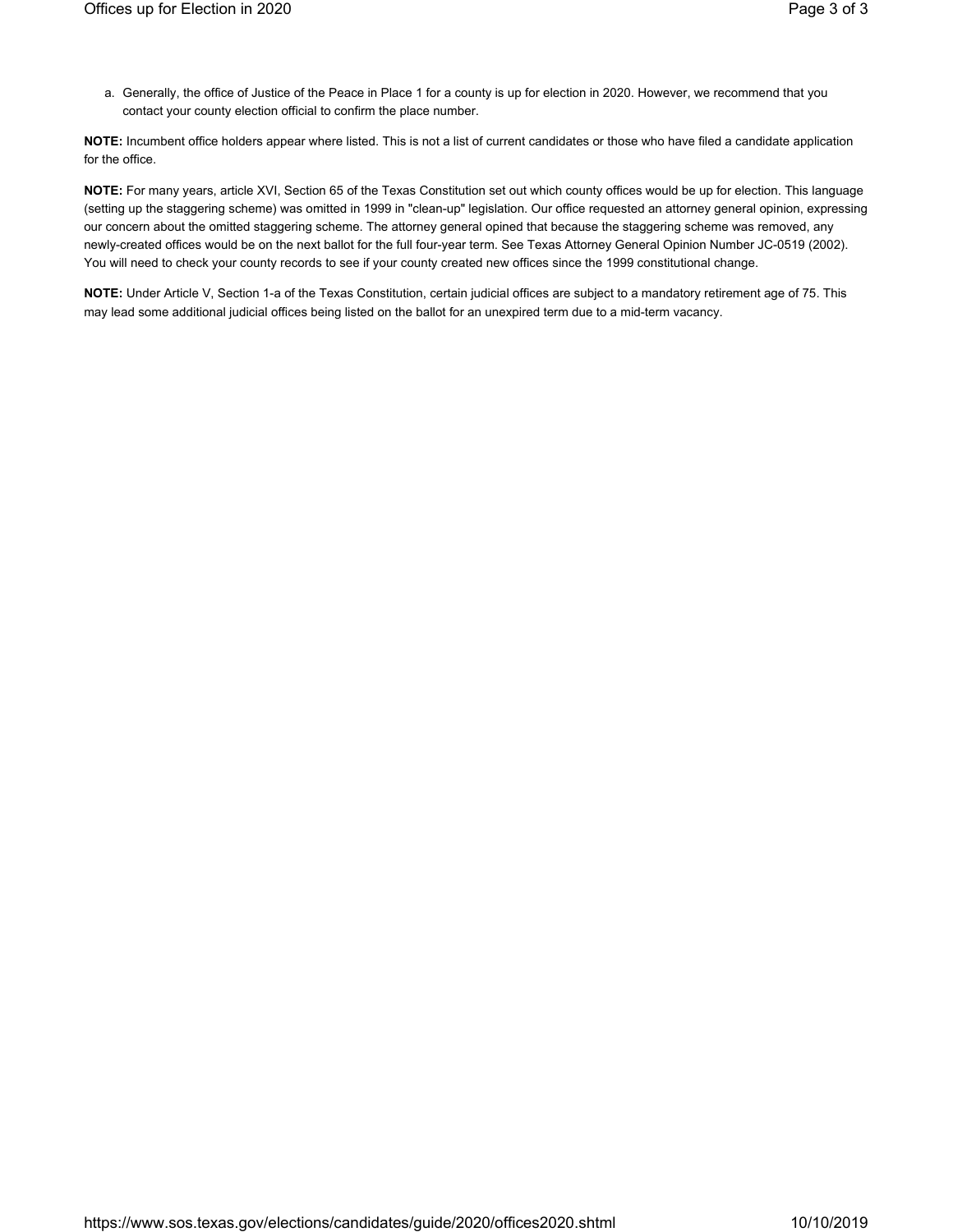a. Generally, the office of Justice of the Peace in Place 1 for a county is up for election in 2020. However, we recommend that you contact your county election official to confirm the place number.

**NOTE:** Incumbent office holders appear where listed. This is not a list of current candidates or those who have filed a candidate application for the office.

**NOTE:** For many years, article XVI, Section 65 of the Texas Constitution set out which county offices would be up for election. This language (setting up the staggering scheme) was omitted in 1999 in "clean-up" legislation. Our office requested an attorney general opinion, expressing our concern about the omitted staggering scheme. The attorney general opined that because the staggering scheme was removed, any newly-created offices would be on the next ballot for the full four-year term. See Texas Attorney General Opinion Number JC-0519 (2002). You will need to check your county records to see if your county created new offices since the 1999 constitutional change.

**NOTE:** Under Article V, Section 1-a of the Texas Constitution, certain judicial offices are subject to a mandatory retirement age of 75. This may lead some additional judicial offices being listed on the ballot for an unexpired term due to a mid-term vacancy.